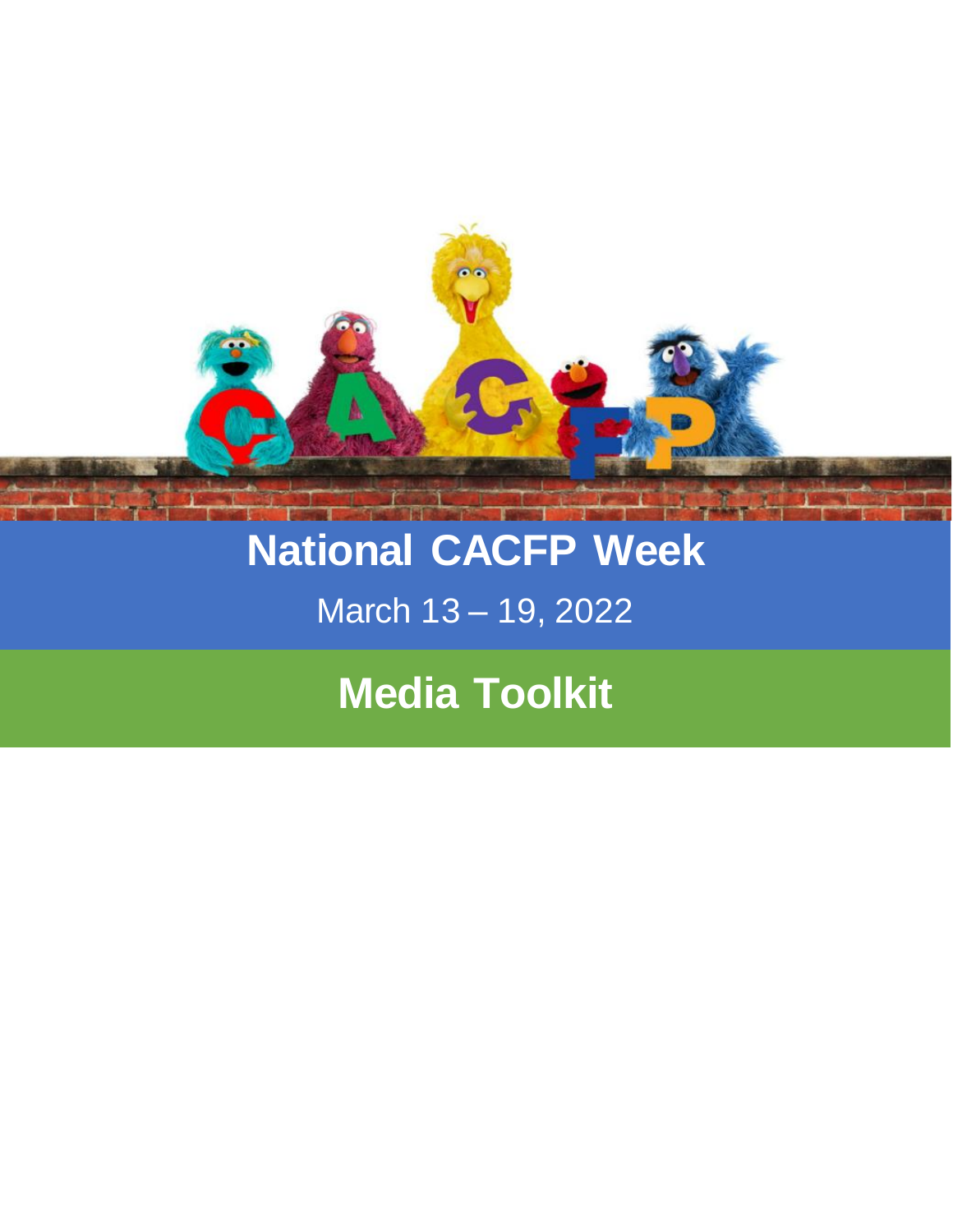# National CACFP Week

March 13 – 19, 2022

## Media Toolkit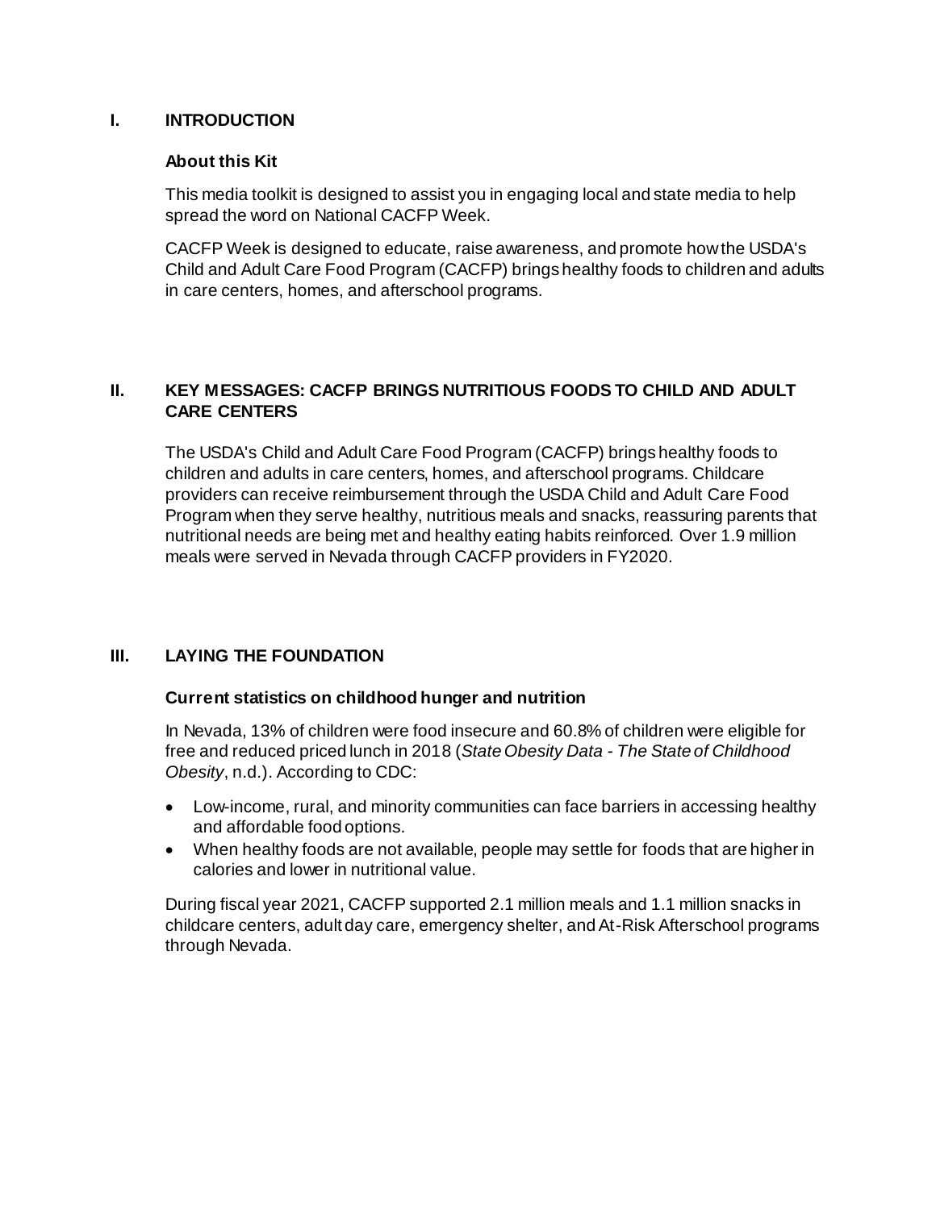## I. INTRODUCTION

### About this Kit

This media toolkit is designed to assist you in engaging local and state media to help spread the word on National CACFP Week.

CACFP Week is designed to educate, raise awareness, and promote how the USDA's Child and Adult Care Food Program (CACFP) brings healthy foods to children and adults in care centers, homes, and afterschool programs.

## II. KEY MESSAGES: CACFP BRINGS NUTRITIOUS FOODS TO CHILD AND ADULT CARE CENTERS

The USDA's Child and Adult Care Food Program (CACFP) brings healthy foods to children and adults in care centers, homes, and afterschool programs. Childcare providers can receive reimbursement through the USDA Child and Adult Care Food Program when they serve healthy, nutritious meals and snacks, reassuring parents that nutritional needs are being met and healthy eating habits reinforced. Over 1.9 million meals were served in Nevada through CACFP providers in FY2020.

## III. LAYING THE FOUNDATION

### Current statistics on childhood hunger and nutrition

In Nevada, 13% of children were food insecure and 60.8% of children were eligible for free and reduced priced lunch in 2018 (*State Obesity Data - The State of Childhood Obesity*, n.d.). According to CDC:

- Low-income, rural, and minority communities can face barriers in accessing healthy and affordable food options.
- When healthy foods are not available, people may settle for foods that are higher in calories and lower in nutritional value.

During fiscal year 2021, CACFP supported 2.1 million meals and 1.1 million snacks in childcare centers, adult day care, emergency shelter, and At-Risk Afterschool programs through Nevada.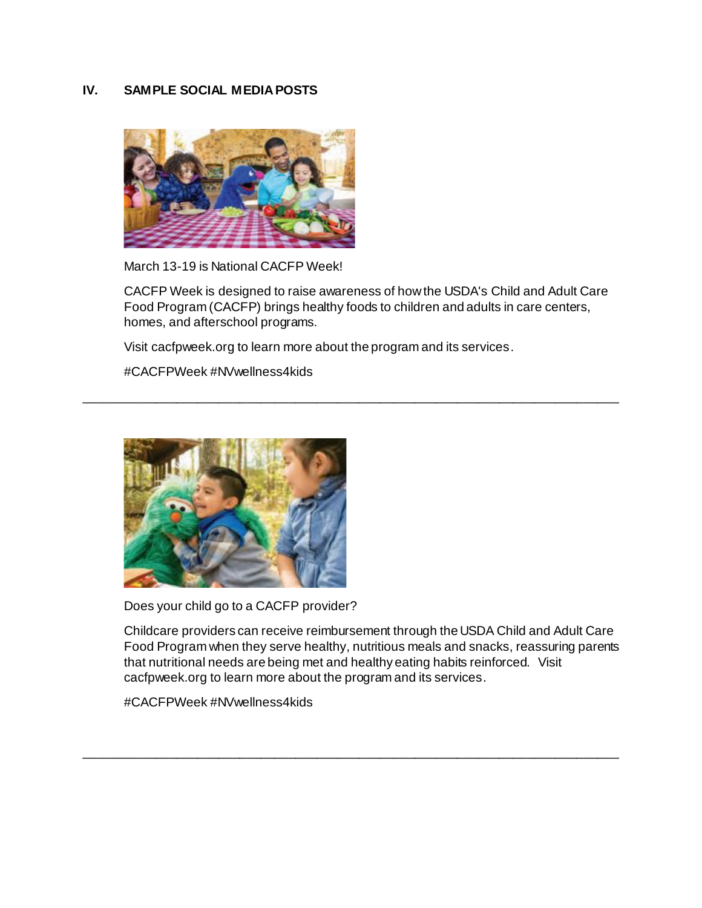## IV. SAMPLE SOCIAL MEDIA POSTS

March 13-19 is National CACFP Week!

CACFP Week is designed to raise awareness of how the USDA's Child and Adult Care Food Program (CACFP) brings healthy foods to children and adults in care centers, homes, and afterschool programs.

Visit cacfpweek.org to learn more about the program and its services.

#CACFPWeek #NVwellness4kids

---

Does your child go to a CACFP provider?

Childcare providers can receive reimbursement through the USDA Child and Adult Care Food Program when they serve healthy, nutritious meals and snacks, reassuring parents that nutritional needs are being met and healthy eating habits reinforced. Visit cacfpweek.org to learn more about the program and its services.

#CACFPWeek #NVwellness4kids

---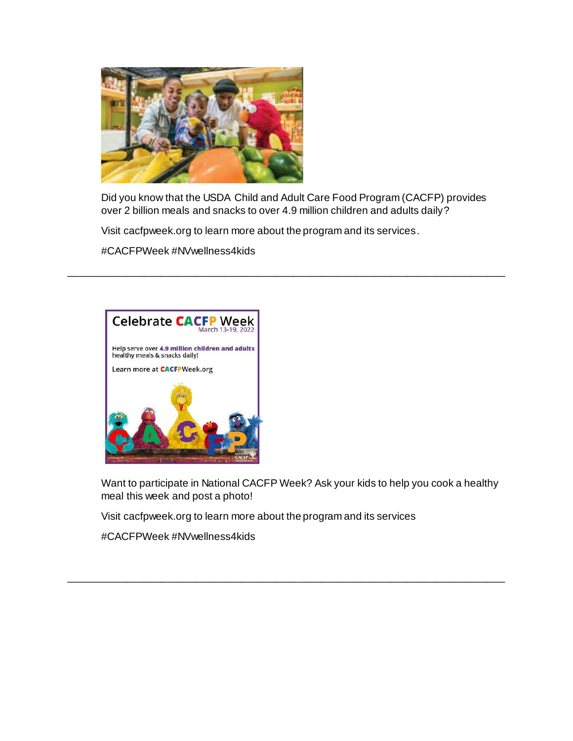Did you know that the USDA Child and Adult Care Food Program (CACFP) provides over 2 billion meals and snacks to over 4.9 million children and adults daily?

Visit cacfpweek.org to learn more about the program and its services.

#CACFPWeek #NVwellness4kids

---

Want to participate in National CACFP Week? Ask your kids to help you cook a healthy meal this week and post a photo!

Visit cacfpweek.org to learn more about the program and its services

#CACFPWeek #NVwellness4kids

---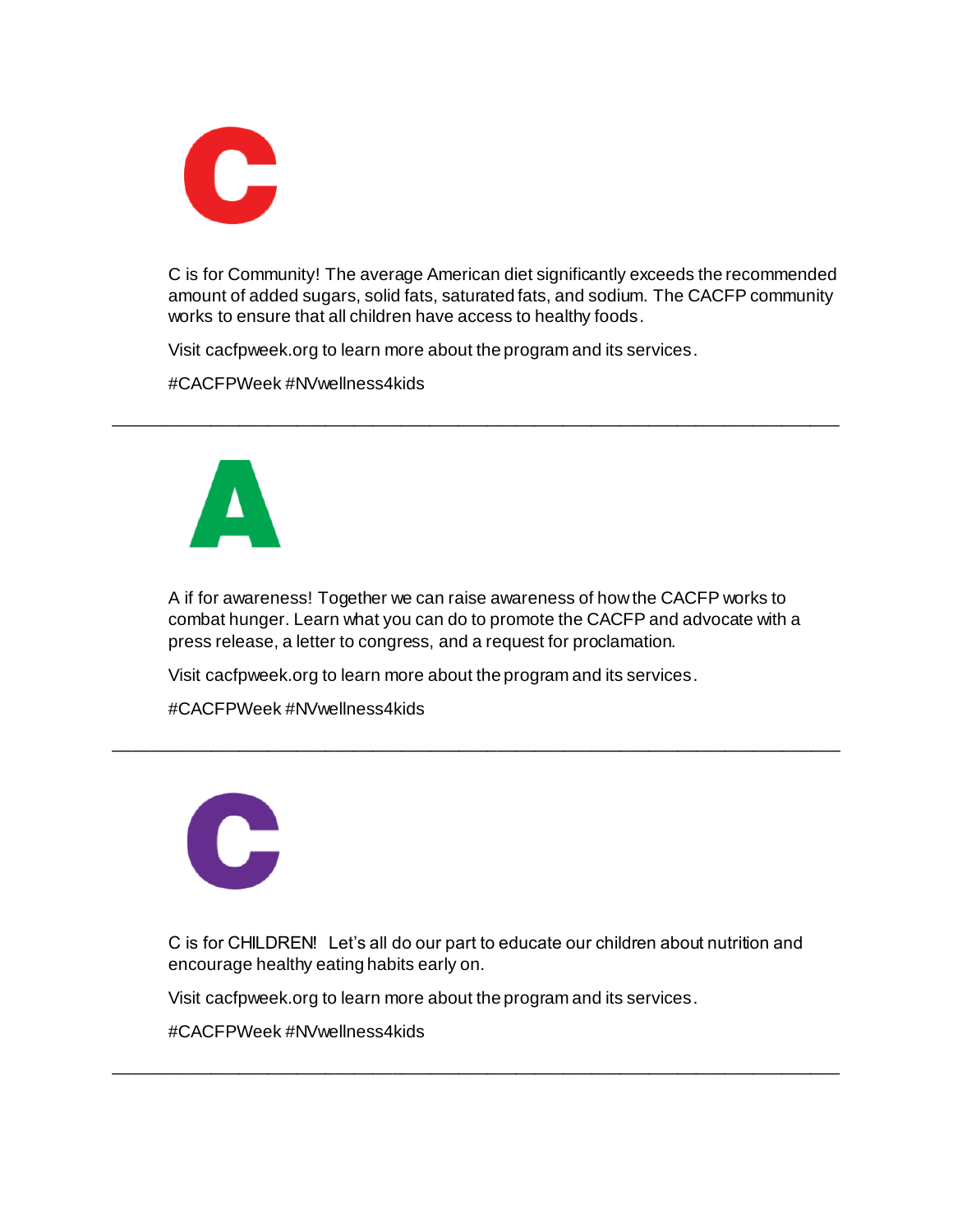# C

C is for Community! The average American diet significantly exceeds the recommended amount of added sugars, solid fats, saturated fats, and sodium. The CACFP community works to ensure that all children have access to healthy foods.

Visit cacfpweek.org to learn more about the program and its services.

#CACFPWeek #NVwellness4kids

---

# A

A if for awareness! Together we can raise awareness of how the CACFP works to combat hunger. Learn what you can do to promote the CACFP and advocate with a press release, a letter to congress, and a request for proclamation.

Visit cacfpweek.org to learn more about the program and its services.

#CACFPWeek #NVwellness4kids

---

# C

C is for CHILDREN! Let's all do our part to educate our children about nutrition and encourage healthy eating habits early on.

Visit cacfpweek.org to learn more about the program and its services.

#CACFPWeek #NVwellness4kids

---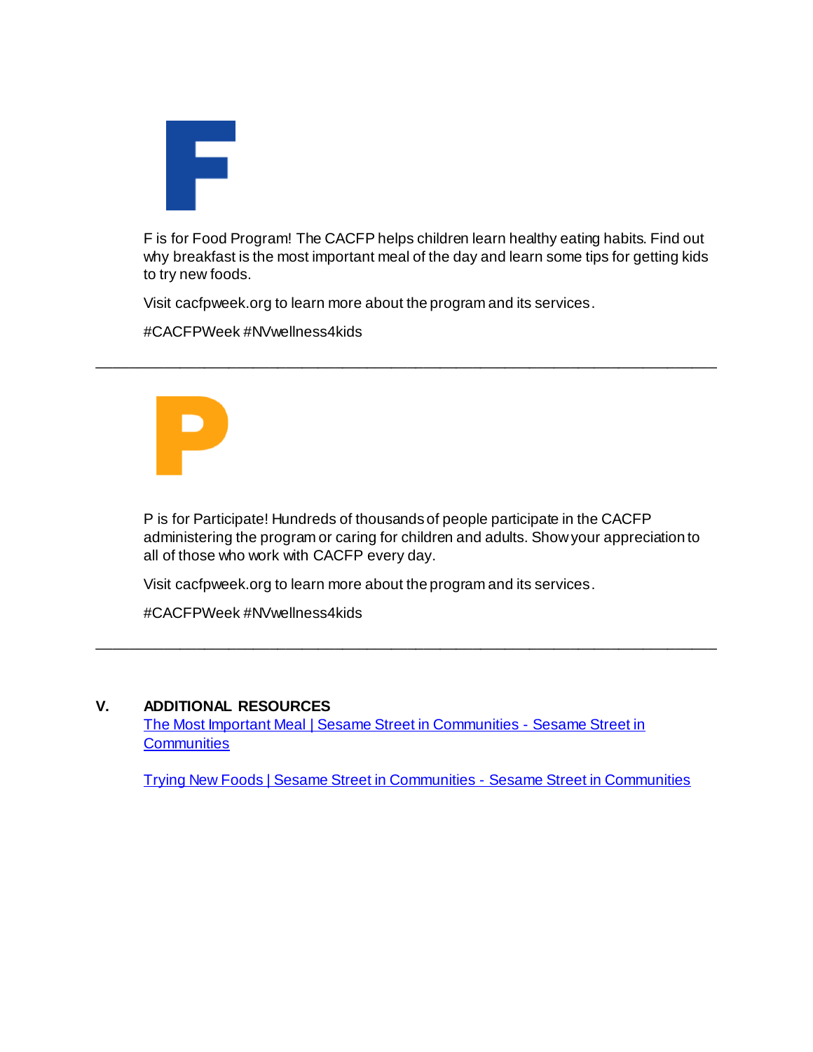F

F is for Food Program! The CACFP helps children learn healthy eating habits. Find out why breakfast is the most important meal of the day and learn some tips for getting kids to try new foods.

Visit cacfpweek.org to learn more about the program and its services.

#CACFPWeek #NVwellness4kids

---

P

P is for Participate! Hundreds of thousands of people participate in the CACFP administering the program or caring for children and adults. Show your appreciation to all of those who work with CACFP every day.

Visit cacfpweek.org to learn more about the program and its services.

#CACFPWeek #NVwellness4kids

---

## V. ADDITIONAL RESOURCES

The Most Important Meal | Sesame Street in Communities - Sesame Street in Communities

Trying New Foods | Sesame Street in Communities - Sesame Street in Communities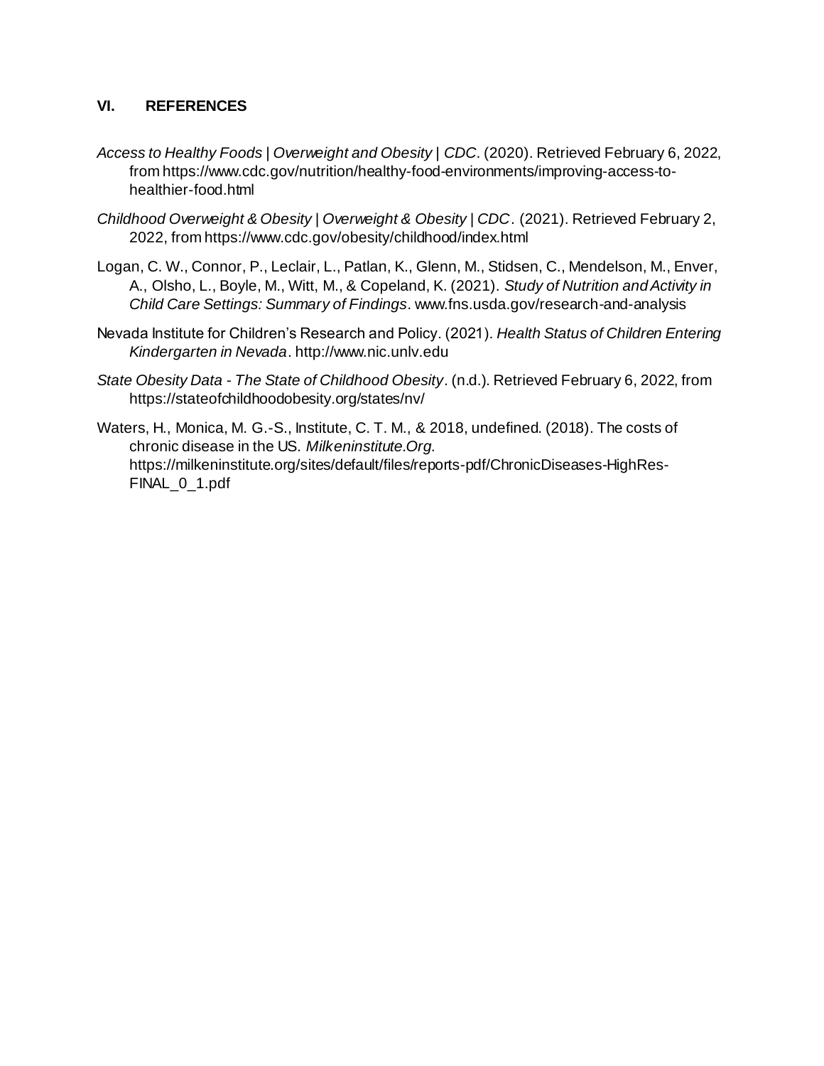## VI. REFERENCES

*Access to Healthy Foods | Overweight and Obesity | CDC*. (2020). Retrieved February 6, 2022, from https://www.cdc.gov/nutrition/healthy-food-environments/improving-access-to-healthier-food.html

*Childhood Overweight & Obesity | Overweight & Obesity | CDC*. (2021). Retrieved February 2, 2022, from https://www.cdc.gov/obesity/childhood/index.html

Logan, C. W., Connor, P., Leclair, L., Patlan, K., Glenn, M., Stidsen, C., Mendelson, M., Enver, A., Olsho, L., Boyle, M., Witt, M., & Copeland, K. (2021). *Study of Nutrition and Activity in Child Care Settings: Summary of Findings*. www.fns.usda.gov/research-and-analysis

Nevada Institute for Children's Research and Policy. (2021). *Health Status of Children Entering Kindergarten in Nevada*. http://www.nic.unlv.edu

*State Obesity Data - The State of Childhood Obesity*. (n.d.). Retrieved February 6, 2022, from https://stateofchildhoodobesity.org/states/nv/

Waters, H., Monica, M. G.-S., Institute, C. T. M., & 2018, undefined. (2018). The costs of chronic disease in the US. *Milkeninstitute.Org*. https://milkeninstitute.org/sites/default/files/reports-pdf/ChronicDiseases-HighRes-FINAL_0_1.pdf